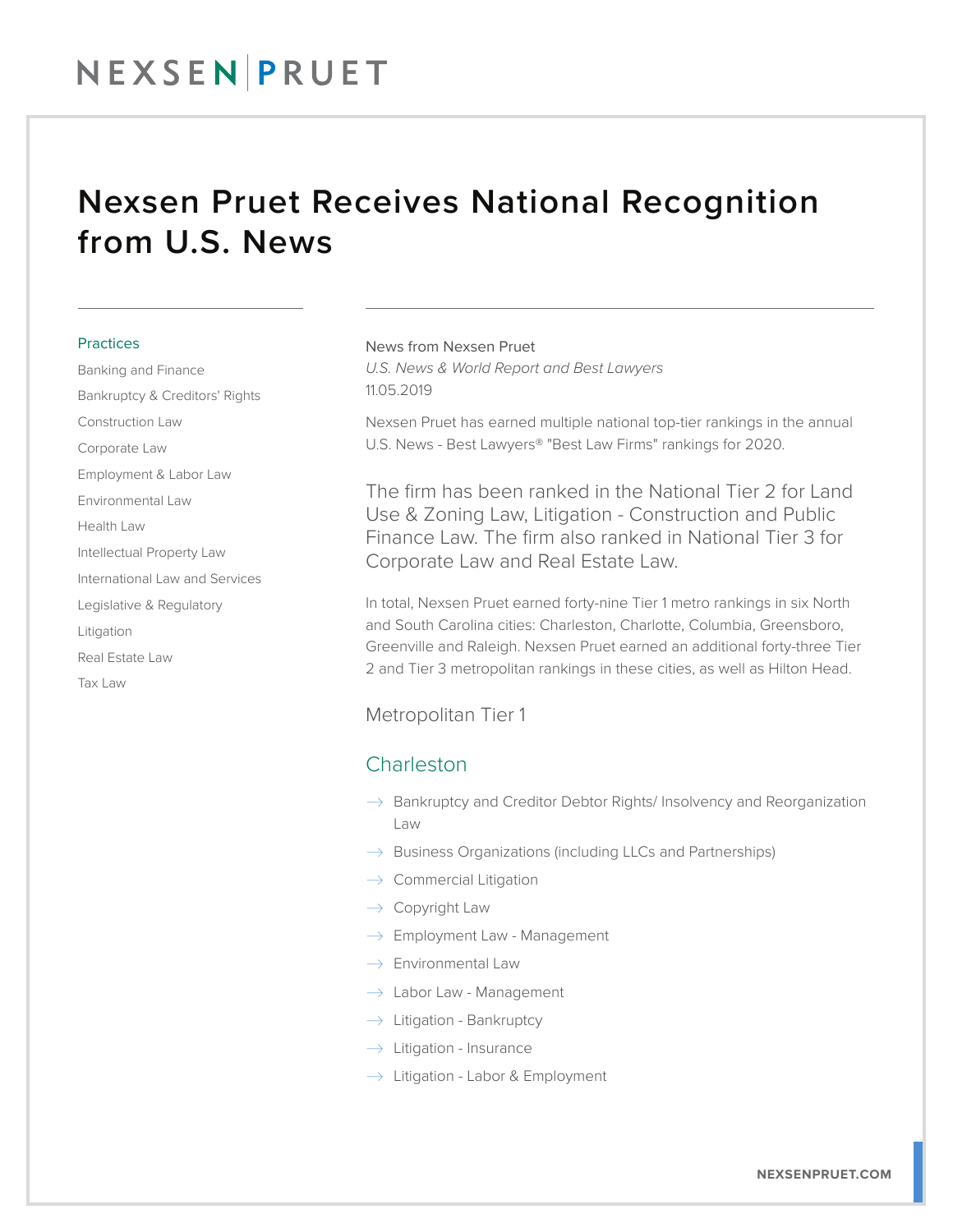# Nexsen Pruet Receives National Recognition from U.S. News

## Practices

- Banking and Finance
- Bankruptcy & Creditors' Rights
- Construction Law
- Corporate Law
- Employment & Labor Law
- Environmental Law
- Health Law
- Intellectual Property Law
- International Law and Services
- Legislative & Regulatory
- Litigation
- Real Estate Law
- Tax Law

News from Nexsen Pruet
*U.S. News & World Report and Best Lawyers*
11.05.2019

Nexsen Pruet has earned multiple national top-tier rankings in the annual U.S. News - Best Lawyers® "Best Law Firms" rankings for 2020.

The firm has been ranked in the National Tier 2 for Land Use & Zoning Law, Litigation - Construction and Public Finance Law. The firm also ranked in National Tier 3 for Corporate Law and Real Estate Law.

In total, Nexsen Pruet earned forty-nine Tier 1 metro rankings in six North and South Carolina cities: Charleston, Charlotte, Columbia, Greensboro, Greenville and Raleigh. Nexsen Pruet earned an additional forty-three Tier 2 and Tier 3 metropolitan rankings in these cities, as well as Hilton Head.

### Metropolitan Tier 1

### Charleston

- Bankruptcy and Creditor Debtor Rights/ Insolvency and Reorganization Law
- Business Organizations (including LLCs and Partnerships)
- Commercial Litigation
- Copyright Law
- Employment Law - Management
- Environmental Law
- Labor Law - Management
- Litigation - Bankruptcy
- Litigation - Insurance
- Litigation - Labor & Employment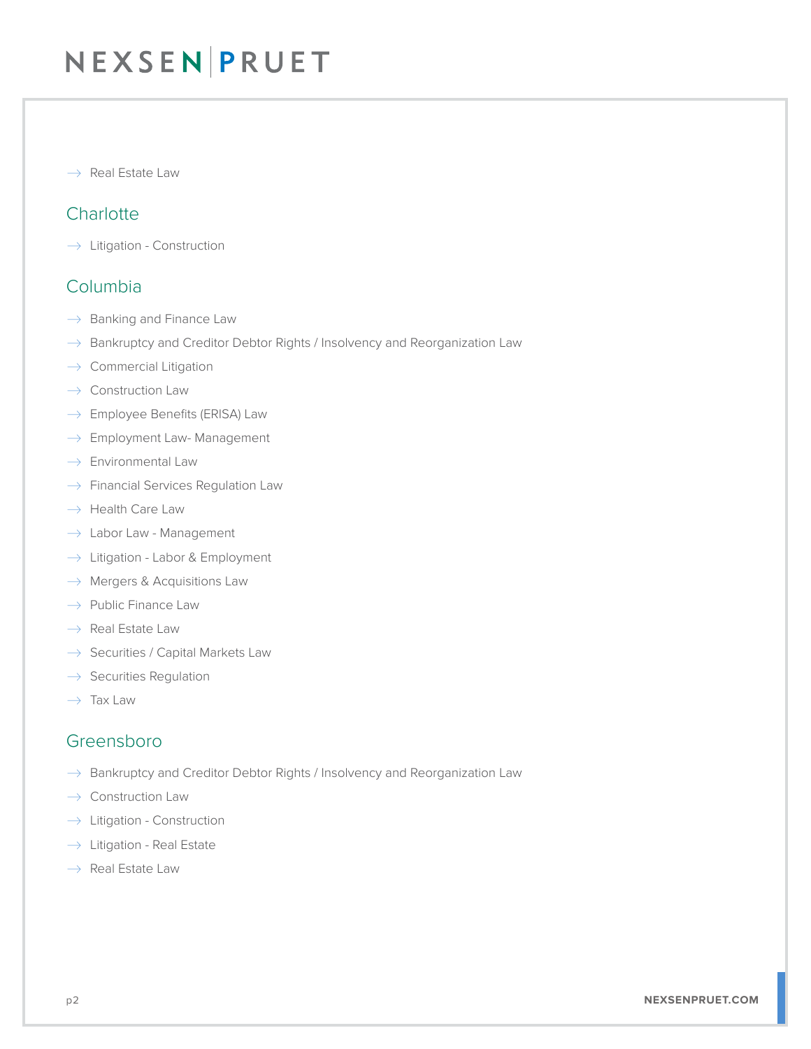- Real Estate Law

## Charlotte

- Litigation - Construction

## Columbia

- Banking and Finance Law
- Bankruptcy and Creditor Debtor Rights / Insolvency and Reorganization Law
- Commercial Litigation
- Construction Law
- Employee Benefits (ERISA) Law
- Employment Law- Management
- Environmental Law
- Financial Services Regulation Law
- Health Care Law
- Labor Law - Management
- Litigation - Labor & Employment
- Mergers & Acquisitions Law
- Public Finance Law
- Real Estate Law
- Securities / Capital Markets Law
- Securities Regulation
- Tax Law

## Greensboro

- Bankruptcy and Creditor Debtor Rights / Insolvency and Reorganization Law
- Construction Law
- Litigation - Construction
- Litigation - Real Estate
- Real Estate Law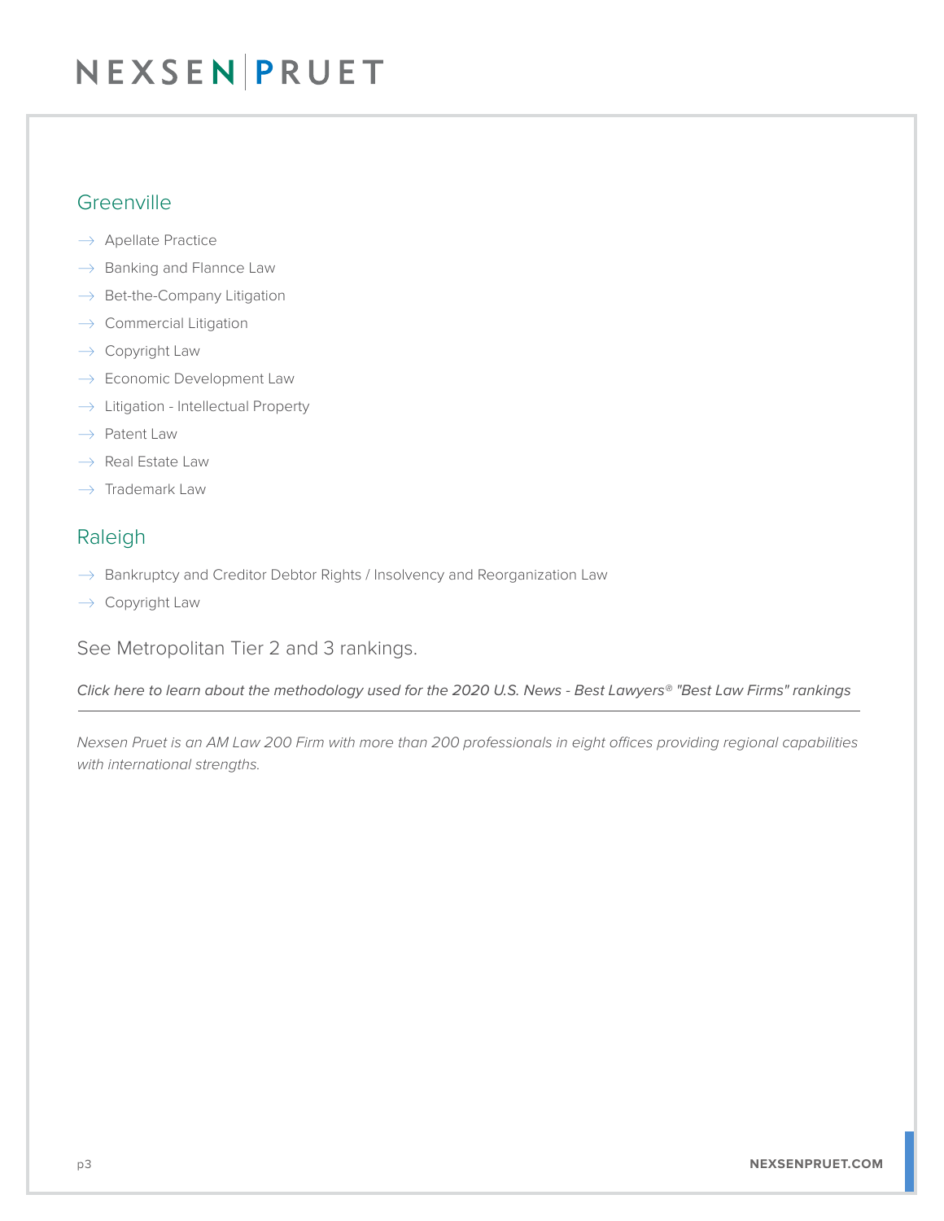## Greenville

- Apellate Practice
- Banking and Flannce Law
- Bet-the-Company Litigation
- Commercial Litigation
- Copyright Law
- Economic Development Law
- Litigation - Intellectual Property
- Patent Law
- Real Estate Law
- Trademark Law

## Raleigh

- Bankruptcy and Creditor Debtor Rights / Insolvency and Reorganization Law
- Copyright Law

See Metropolitan Tier 2 and 3 rankings.

*Click here to learn about the methodology used for the 2020 U.S. News - Best Lawyers® "Best Law Firms" rankings*

---

*Nexsen Pruet is an AM Law 200 Firm with more than 200 professionals in eight offices providing regional capabilities with international strengths.*